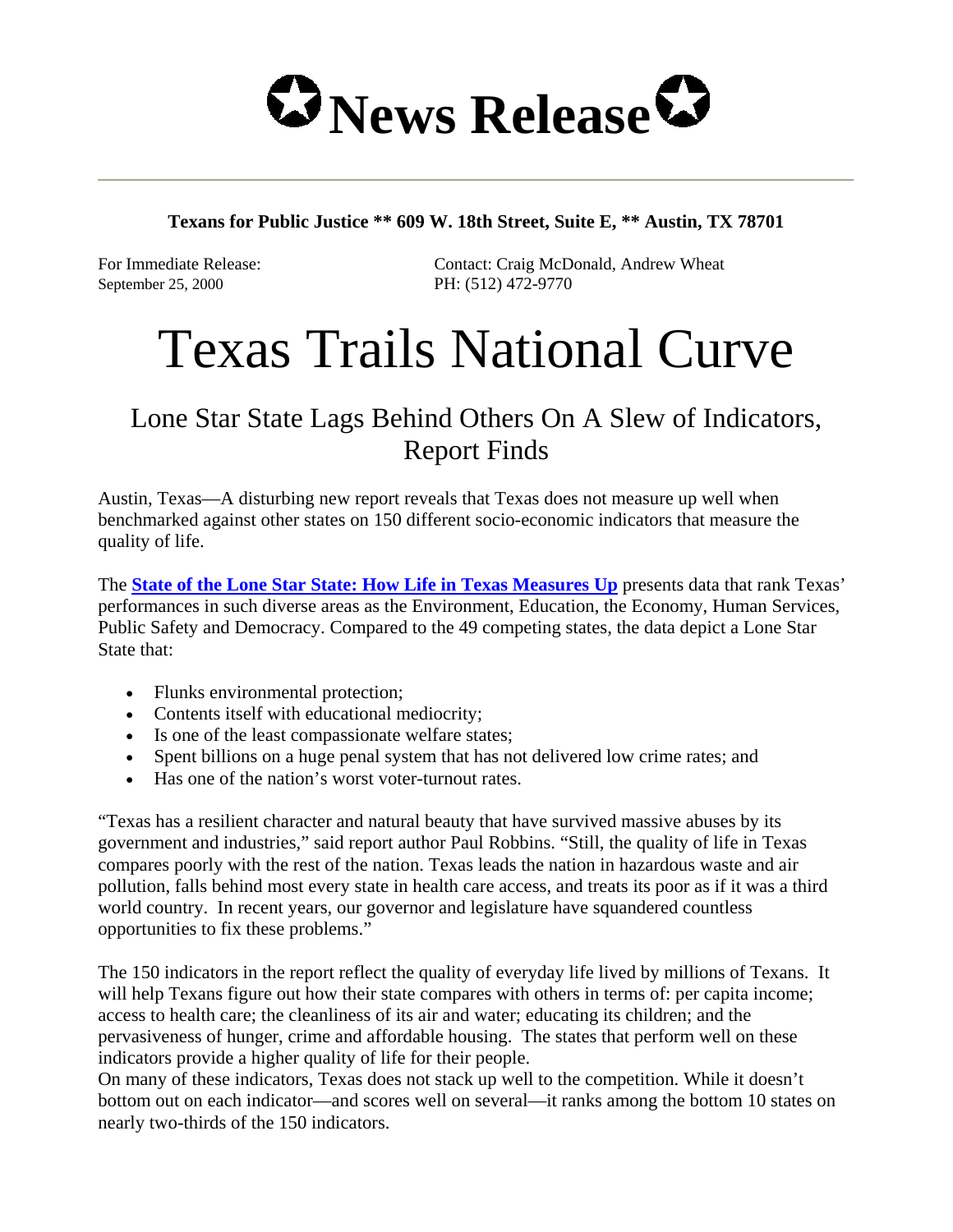# ✪ News Release ✪

**Texans for Public Justice ** 609 W. 18th Street, Suite E, ** Austin, TX 78701**

For Immediate Release:
September 25, 2000

Contact: Craig McDonald, Andrew Wheat
PH: (512) 472-9770

# Texas Trails National Curve

## Lone Star State Lags Behind Others On A Slew of Indicators, Report Finds

Austin, Texas—A disturbing new report reveals that Texas does not measure up well when benchmarked against other states on 150 different socio-economic indicators that measure the quality of life.

The **State of the Lone Star State: How Life in Texas Measures Up** presents data that rank Texas' performances in such diverse areas as the Environment, Education, the Economy, Human Services, Public Safety and Democracy. Compared to the 49 competing states, the data depict a Lone Star State that:

- Flunks environmental protection;
- Contents itself with educational mediocrity;
- Is one of the least compassionate welfare states;
- Spent billions on a huge penal system that has not delivered low crime rates; and
- Has one of the nation's worst voter-turnout rates.

"Texas has a resilient character and natural beauty that have survived massive abuses by its government and industries," said report author Paul Robbins. "Still, the quality of life in Texas compares poorly with the rest of the nation. Texas leads the nation in hazardous waste and air pollution, falls behind most every state in health care access, and treats its poor as if it was a third world country. In recent years, our governor and legislature have squandered countless opportunities to fix these problems."

The 150 indicators in the report reflect the quality of everyday life lived by millions of Texans. It will help Texans figure out how their state compares with others in terms of: per capita income; access to health care; the cleanliness of its air and water; educating its children; and the pervasiveness of hunger, crime and affordable housing. The states that perform well on these indicators provide a higher quality of life for their people.

On many of these indicators, Texas does not stack up well to the competition. While it doesn't bottom out on each indicator—and scores well on several—it ranks among the bottom 10 states on nearly two-thirds of the 150 indicators.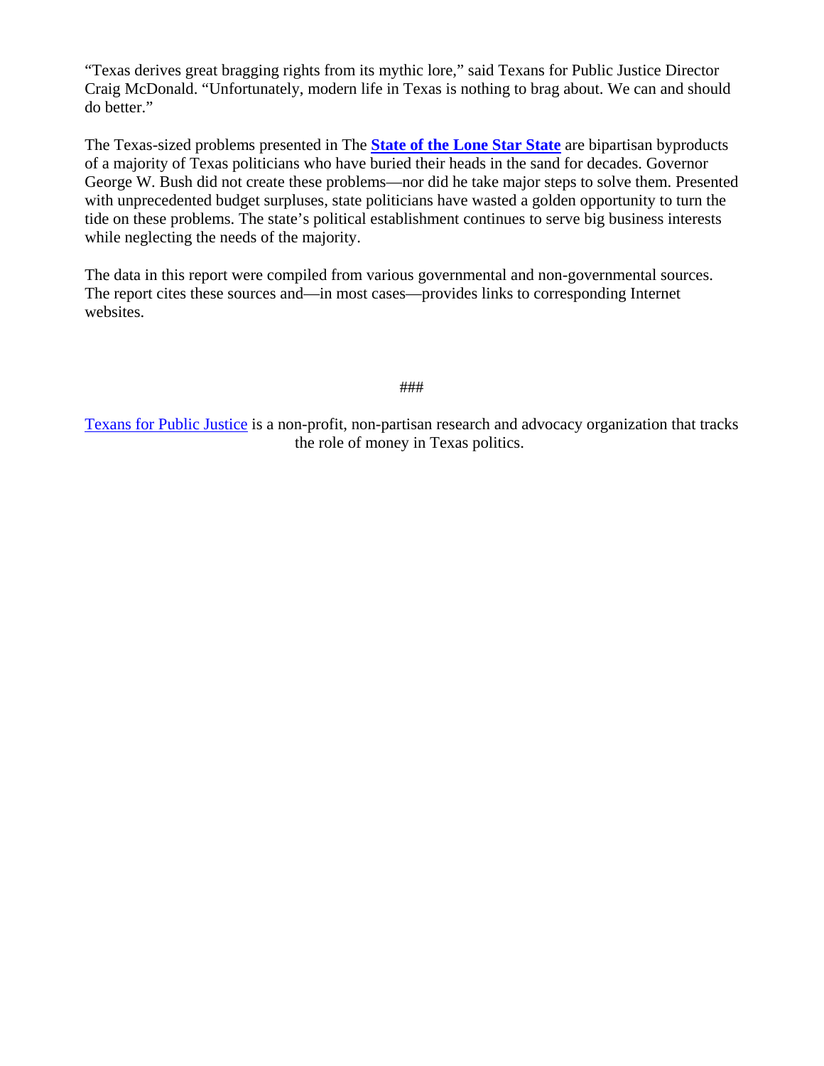"Texas derives great bragging rights from its mythic lore," said Texans for Public Justice Director Craig McDonald. "Unfortunately, modern life in Texas is nothing to brag about. We can and should do better."

The Texas-sized problems presented in The **State of the Lone Star State** are bipartisan byproducts of a majority of Texas politicians who have buried their heads in the sand for decades. Governor George W. Bush did not create these problems—nor did he take major steps to solve them. Presented with unprecedented budget surpluses, state politicians have wasted a golden opportunity to turn the tide on these problems. The state's political establishment continues to serve big business interests while neglecting the needs of the majority.

The data in this report were compiled from various governmental and non-governmental sources. The report cites these sources and—in most cases—provides links to corresponding Internet websites.

###

Texans for Public Justice is a non-profit, non-partisan research and advocacy organization that tracks the role of money in Texas politics.